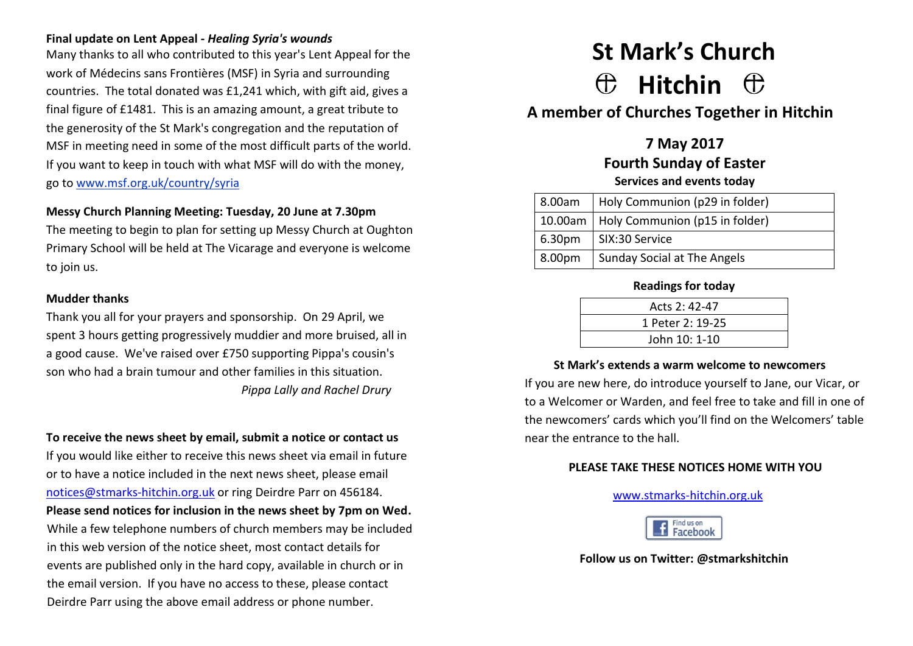**Final update on Lent Appeal -** ***Healing Syria's wounds***

Many thanks to all who contributed to this year's Lent Appeal for the work of Médecins sans Frontières (MSF) in Syria and surrounding countries. The total donated was £1,241 which, with gift aid, gives a final figure of £1481. This is an amazing amount, a great tribute to the generosity of the St Mark's congregation and the reputation of MSF in meeting need in some of the most difficult parts of the world. If you want to keep in touch with what MSF will do with the money, go to [www.msf.org.uk/country/syria](http://www.msf.org.uk/country/syria)

**Messy Church Planning Meeting: Tuesday, 20 June at 7.30pm**

The meeting to begin to plan for setting up Messy Church at Oughton Primary School will be held at The Vicarage and everyone is welcome to join us.

**Mudder thanks**

Thank you all for your prayers and sponsorship. On 29 April, we spent 3 hours getting progressively muddier and more bruised, all in a good cause. We've raised over £750 supporting Pippa's cousin's son who had a brain tumour and other families in this situation.

*Pippa Lally and Rachel Drury*

**To receive the news sheet by email, submit a notice or contact us**

If you would like either to receive this news sheet via email in future or to have a notice included in the next news sheet, please email [notices@stmarks-hitchin.org.uk](mailto:notices@stmarks-hitchin.org.uk) or ring Deirdre Parr on 456184.

**Please send notices for inclusion in the news sheet by 7pm on Wed.**

While a few telephone numbers of church members may be included in this web version of the notice sheet, most contact details for events are published only in the hard copy, available in church or in the email version. If you have no access to these, please contact Deirdre Parr using the above email address or phone number.

# St Mark's Church

# ⊕ Hitchin ⊕

## A member of Churches Together in Hitchin

### 7 May 2017

### Fourth Sunday of Easter

**Services and events today**

| | |
|---|---|
| 8.00am | Holy Communion (p29 in folder) |
| 10.00am | Holy Communion (p15 in folder) |
| 6.30pm | SIX:30 Service |
| 8.00pm | Sunday Social at The Angels |

**Readings for today**

| |
|---|
| Acts 2: 42-47 |
| 1 Peter 2: 19-25 |
| John 10: 1-10 |

**St Mark's extends a warm welcome to newcomers**

If you are new here, do introduce yourself to Jane, our Vicar, or to a Welcomer or Warden, and feel free to take and fill in one of the newcomers' cards which you'll find on the Welcomers' table near the entrance to the hall.

**PLEASE TAKE THESE NOTICES HOME WITH YOU**

[www.stmarks-hitchin.org.uk](http://www.stmarks-hitchin.org.uk)

Find us on Facebook

**Follow us on Twitter: @stmarkshitchin**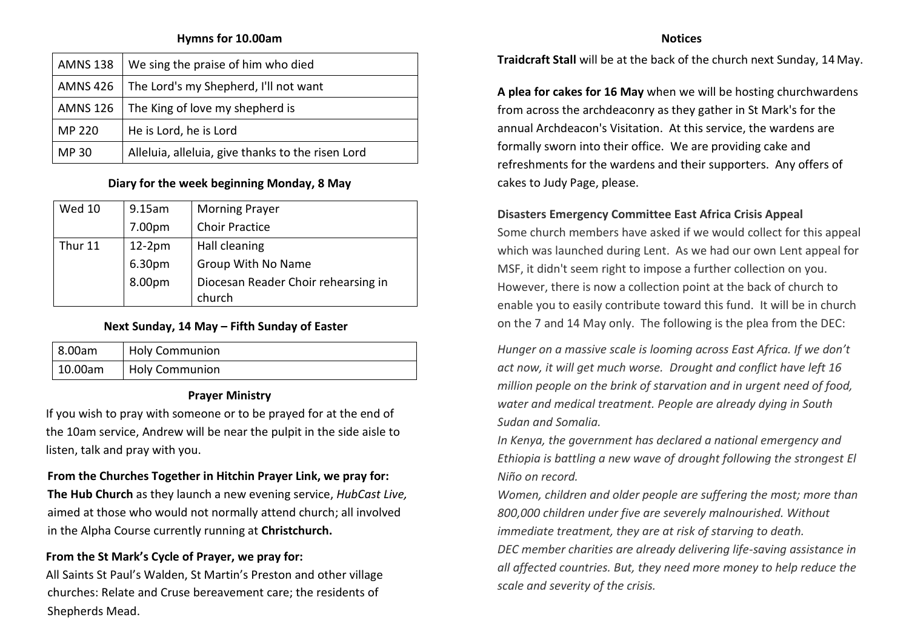### Hymns for 10.00am

| | |
|---|---|
| AMNS 138 | We sing the praise of him who died |
| AMNS 426 | The Lord's my Shepherd, I'll not want |
| AMNS 126 | The King of love my shepherd is |
| MP 220 | He is Lord, he is Lord |
| MP 30 | Alleluia, alleluia, give thanks to the risen Lord |

### Diary for the week beginning Monday, 8 May

| | | |
|---|---|---|
| Wed 10 | 9.15am | Morning Prayer |
| | 7.00pm | Choir Practice |
| Thur 11 | 12-2pm | Hall cleaning |
| | 6.30pm | Group With No Name |
| | 8.00pm | Diocesan Reader Choir rehearsing in church |

### Next Sunday, 14 May – Fifth Sunday of Easter

| | |
|---|---|
| 8.00am | Holy Communion |
| 10.00am | Holy Communion |

### Prayer Ministry

If you wish to pray with someone or to be prayed for at the end of the 10am service, Andrew will be near the pulpit in the side aisle to listen, talk and pray with you.

**From the Churches Together in Hitchin Prayer Link, we pray for:**
**The Hub Church** as they launch a new evening service, *HubCast Live,* aimed at those who would not normally attend church; all involved in the Alpha Course currently running at **Christchurch.**

**From the St Mark's Cycle of Prayer, we pray for:**
All Saints St Paul's Walden, St Martin's Preston and other village churches: Relate and Cruse bereavement care; the residents of Shepherds Mead.

### Notices

**Traidcraft Stall** will be at the back of the church next Sunday, 14 May.

**A plea for cakes for 16 May** when we will be hosting churchwardens from across the archdeaconry as they gather in St Mark's for the annual Archdeacon's Visitation. At this service, the wardens are formally sworn into their office. We are providing cake and refreshments for the wardens and their supporters. Any offers of cakes to Judy Page, please.

**Disasters Emergency Committee East Africa Crisis Appeal**
Some church members have asked if we would collect for this appeal which was launched during Lent. As we had our own Lent appeal for MSF, it didn't seem right to impose a further collection on you. However, there is now a collection point at the back of church to enable you to easily contribute toward this fund. It will be in church on the 7 and 14 May only. The following is the plea from the DEC:

*Hunger on a massive scale is looming across East Africa. If we don't act now, it will get much worse. Drought and conflict have left 16 million people on the brink of starvation and in urgent need of food, water and medical treatment. People are already dying in South Sudan and Somalia.*
*In Kenya, the government has declared a national emergency and Ethiopia is battling a new wave of drought following the strongest El Niño on record.*
*Women, children and older people are suffering the most; more than 800,000 children under five are severely malnourished. Without immediate treatment, they are at risk of starving to death.*
*DEC member charities are already delivering life-saving assistance in all affected countries. But, they need more money to help reduce the scale and severity of the crisis.*